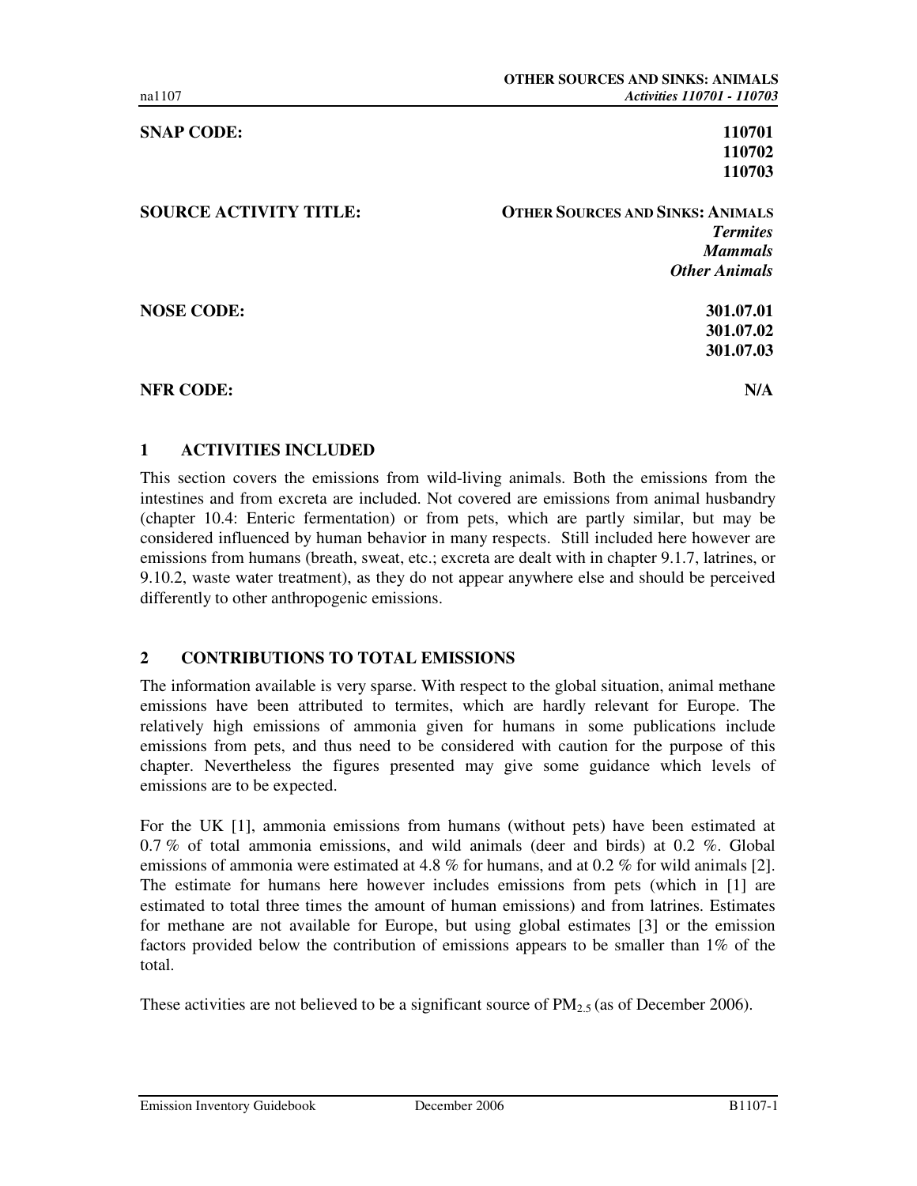| | |
|---|---|
| **SNAP CODE:** | **110701** |
| | **110702** |
| | **110703** |
| **SOURCE ACTIVITY TITLE:** | **OTHER SOURCES AND SINKS: ANIMALS** |
| | ***Termites*** |
| | ***Mammals*** |
| | ***Other Animals*** |
| **NOSE CODE:** | **301.07.01** |
| | **301.07.02** |
| | **301.07.03** |
| **NFR CODE:** | **N/A** |

## 1 ACTIVITIES INCLUDED

This section covers the emissions from wild-living animals. Both the emissions from the intestines and from excreta are included. Not covered are emissions from animal husbandry (chapter 10.4: Enteric fermentation) or from pets, which are partly similar, but may be considered influenced by human behavior in many respects. Still included here however are emissions from humans (breath, sweat, etc.; excreta are dealt with in chapter 9.1.7, latrines, or 9.10.2, waste water treatment), as they do not appear anywhere else and should be perceived differently to other anthropogenic emissions.

## 2 CONTRIBUTIONS TO TOTAL EMISSIONS

The information available is very sparse. With respect to the global situation, animal methane emissions have been attributed to termites, which are hardly relevant for Europe. The relatively high emissions of ammonia given for humans in some publications include emissions from pets, and thus need to be considered with caution for the purpose of this chapter. Nevertheless the figures presented may give some guidance which levels of emissions are to be expected.

For the UK [1], ammonia emissions from humans (without pets) have been estimated at 0.7 % of total ammonia emissions, and wild animals (deer and birds) at 0.2 %. Global emissions of ammonia were estimated at 4.8 % for humans, and at 0.2 % for wild animals [2]. The estimate for humans here however includes emissions from pets (which in [1] are estimated to total three times the amount of human emissions) and from latrines. Estimates for methane are not available for Europe, but using global estimates [3] or the emission factors provided below the contribution of emissions appears to be smaller than 1% of the total.

These activities are not believed to be a significant source of $PM_{2.5}$ (as of December 2006).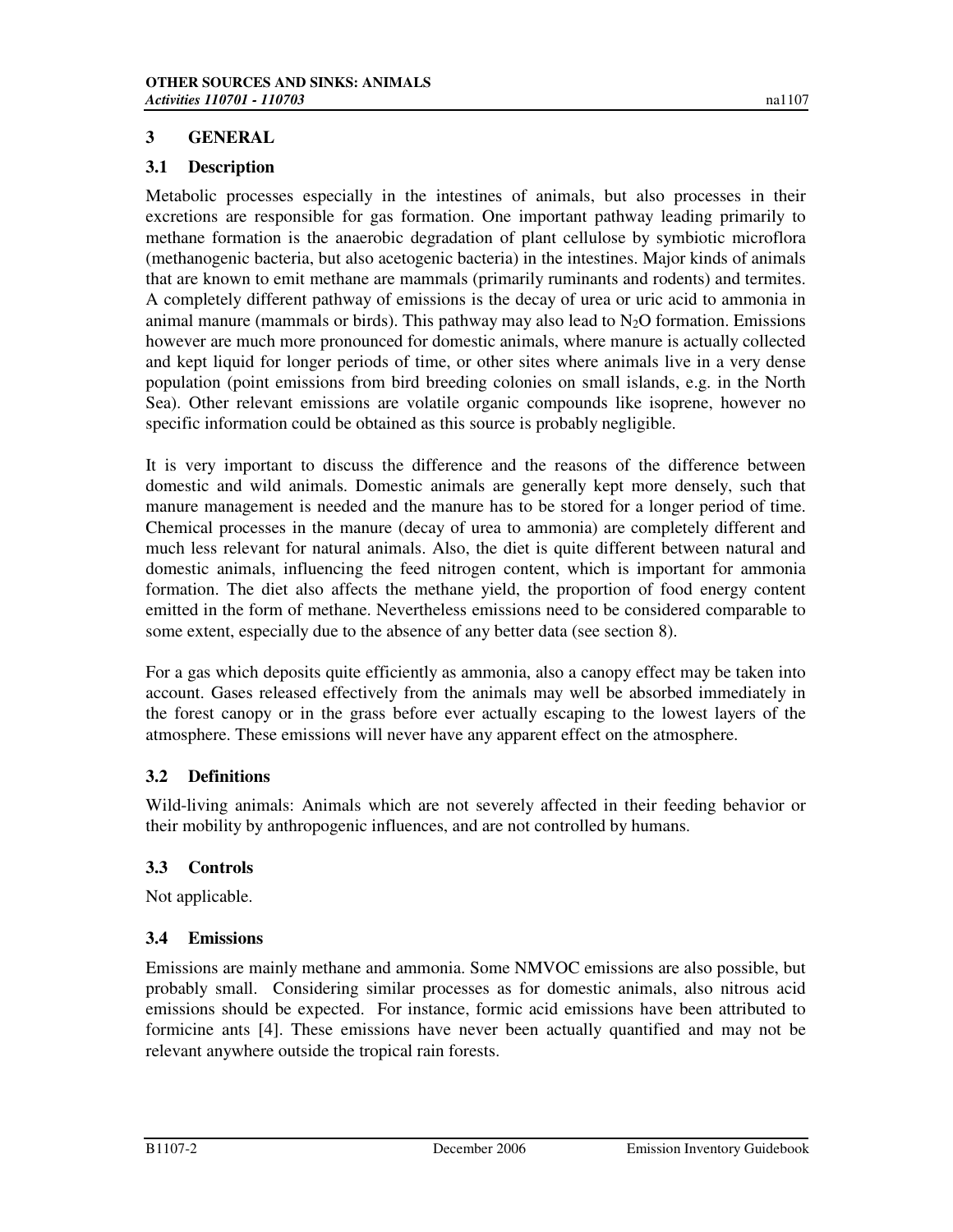# 3 GENERAL

## 3.1 Description

Metabolic processes especially in the intestines of animals, but also processes in their excretions are responsible for gas formation. One important pathway leading primarily to methane formation is the anaerobic degradation of plant cellulose by symbiotic microflora (methanogenic bacteria, but also acetogenic bacteria) in the intestines. Major kinds of animals that are known to emit methane are mammals (primarily ruminants and rodents) and termites. A completely different pathway of emissions is the decay of urea or uric acid to ammonia in animal manure (mammals or birds). This pathway may also lead to $N_2O$ formation. Emissions however are much more pronounced for domestic animals, where manure is actually collected and kept liquid for longer periods of time, or other sites where animals live in a very dense population (point emissions from bird breeding colonies on small islands, e.g. in the North Sea). Other relevant emissions are volatile organic compounds like isoprene, however no specific information could be obtained as this source is probably negligible.

It is very important to discuss the difference and the reasons of the difference between domestic and wild animals. Domestic animals are generally kept more densely, such that manure management is needed and the manure has to be stored for a longer period of time. Chemical processes in the manure (decay of urea to ammonia) are completely different and much less relevant for natural animals. Also, the diet is quite different between natural and domestic animals, influencing the feed nitrogen content, which is important for ammonia formation. The diet also affects the methane yield, the proportion of food energy content emitted in the form of methane. Nevertheless emissions need to be considered comparable to some extent, especially due to the absence of any better data (see section 8).

For a gas which deposits quite efficiently as ammonia, also a canopy effect may be taken into account. Gases released effectively from the animals may well be absorbed immediately in the forest canopy or in the grass before ever actually escaping to the lowest layers of the atmosphere. These emissions will never have any apparent effect on the atmosphere.

## 3.2 Definitions

Wild-living animals: Animals which are not severely affected in their feeding behavior or their mobility by anthropogenic influences, and are not controlled by humans.

## 3.3 Controls

Not applicable.

## 3.4 Emissions

Emissions are mainly methane and ammonia. Some NMVOC emissions are also possible, but probably small. Considering similar processes as for domestic animals, also nitrous acid emissions should be expected. For instance, formic acid emissions have been attributed to formicine ants [4]. These emissions have never been actually quantified and may not be relevant anywhere outside the tropical rain forests.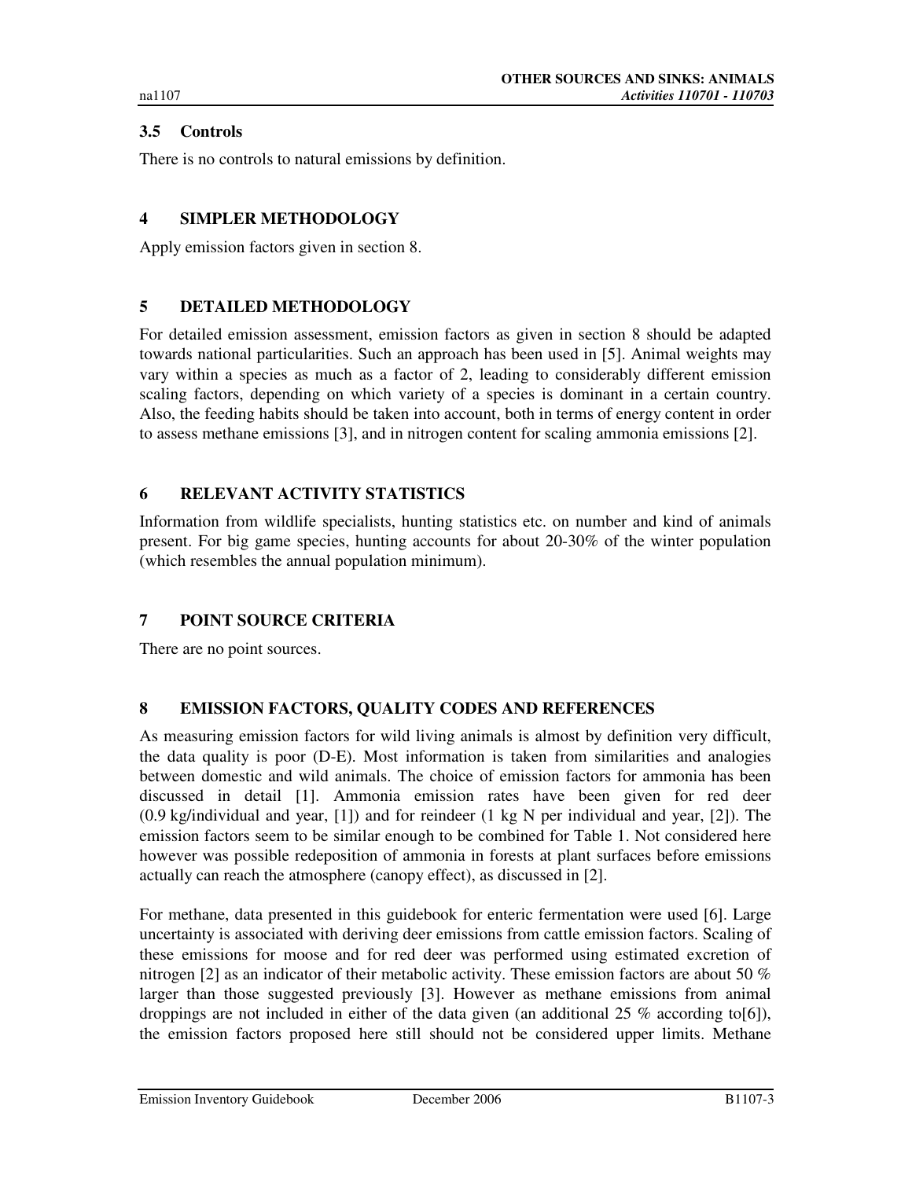### 3.5 Controls

There is no controls to natural emissions by definition.

## 4 SIMPLER METHODOLOGY

Apply emission factors given in section 8.

## 5 DETAILED METHODOLOGY

For detailed emission assessment, emission factors as given in section 8 should be adapted towards national particularities. Such an approach has been used in [5]. Animal weights may vary within a species as much as a factor of 2, leading to considerably different emission scaling factors, depending on which variety of a species is dominant in a certain country. Also, the feeding habits should be taken into account, both in terms of energy content in order to assess methane emissions [3], and in nitrogen content for scaling ammonia emissions [2].

## 6 RELEVANT ACTIVITY STATISTICS

Information from wildlife specialists, hunting statistics etc. on number and kind of animals present. For big game species, hunting accounts for about 20-30% of the winter population (which resembles the annual population minimum).

## 7 POINT SOURCE CRITERIA

There are no point sources.

## 8 EMISSION FACTORS, QUALITY CODES AND REFERENCES

As measuring emission factors for wild living animals is almost by definition very difficult, the data quality is poor (D-E). Most information is taken from similarities and analogies between domestic and wild animals. The choice of emission factors for ammonia has been discussed in detail [1]. Ammonia emission rates have been given for red deer (0.9 kg/individual and year, [1]) and for reindeer (1 kg N per individual and year, [2]). The emission factors seem to be similar enough to be combined for Table 1. Not considered here however was possible redeposition of ammonia in forests at plant surfaces before emissions actually can reach the atmosphere (canopy effect), as discussed in [2].

For methane, data presented in this guidebook for enteric fermentation were used [6]. Large uncertainty is associated with deriving deer emissions from cattle emission factors. Scaling of these emissions for moose and for red deer was performed using estimated excretion of nitrogen [2] as an indicator of their metabolic activity. These emission factors are about 50 % larger than those suggested previously [3]. However as methane emissions from animal droppings are not included in either of the data given (an additional 25 % according to[6]), the emission factors proposed here still should not be considered upper limits. Methane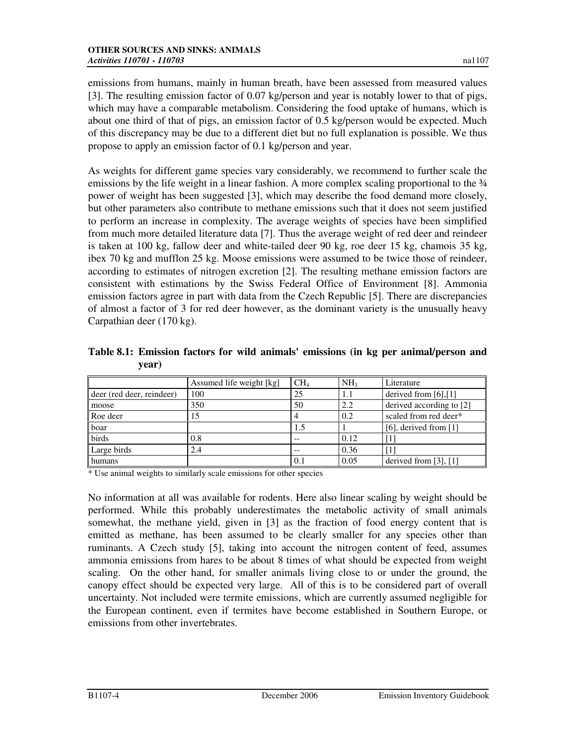emissions from humans, mainly in human breath, have been assessed from measured values [3]. The resulting emission factor of 0.07 kg/person and year is notably lower to that of pigs, which may have a comparable metabolism. Considering the food uptake of humans, which is about one third of that of pigs, an emission factor of 0.5 kg/person would be expected. Much of this discrepancy may be due to a different diet but no full explanation is possible. We thus propose to apply an emission factor of 0.1 kg/person and year.

As weights for different game species vary considerably, we recommend to further scale the emissions by the life weight in a linear fashion. A more complex scaling proportional to the ¾ power of weight has been suggested [3], which may describe the food demand more closely, but other parameters also contribute to methane emissions such that it does not seem justified to perform an increase in complexity. The average weights of species have been simplified from much more detailed literature data [7]. Thus the average weight of red deer and reindeer is taken at 100 kg, fallow deer and white-tailed deer 90 kg, roe deer 15 kg, chamois 35 kg, ibex 70 kg and mufflon 25 kg. Moose emissions were assumed to be twice those of reindeer, according to estimates of nitrogen excretion [2]. The resulting methane emission factors are consistent with estimations by the Swiss Federal Office of Environment [8]. Ammonia emission factors agree in part with data from the Czech Republic [5]. There are discrepancies of almost a factor of 3 for red deer however, as the dominant variety is the unusually heavy Carpathian deer (170 kg).

**Table 8.1: Emission factors for wild animals' emissions (in kg per animal/person and year)**

| | Assumed life weight [kg] | $CH_4$ | $NH_3$ | Literature |
|---|---|---|---|---|
| deer (red deer, reindeer) | 100 | 25 | 1.1 | derived from [6],[1] |
| moose | 350 | 50 | 2.2 | derived according to [2] |
| Roe deer | 15 | 4 | 0.2 | scaled from red deer* |
| boar | | 1.5 | 1 | [6], derived from [1] |
| birds | 0.8 | -- | 0.12 | [1] |
| Large birds | 2.4 | -- | 0.36 | [1] |
| humans | | 0.1 | 0.05 | derived from [3], [1] |

\* Use animal weights to similarly scale emissions for other species

No information at all was available for rodents. Here also linear scaling by weight should be performed. While this probably underestimates the metabolic activity of small animals somewhat, the methane yield, given in [3] as the fraction of food energy content that is emitted as methane, has been assumed to be clearly smaller for any species other than ruminants. A Czech study [5], taking into account the nitrogen content of feed, assumes ammonia emissions from hares to be about 8 times of what should be expected from weight scaling. On the other hand, for smaller animals living close to or under the ground, the canopy effect should be expected very large. All of this is to be considered part of overall uncertainty. Not included were termite emissions, which are currently assumed negligible for the European continent, even if termites have become established in Southern Europe, or emissions from other invertebrates.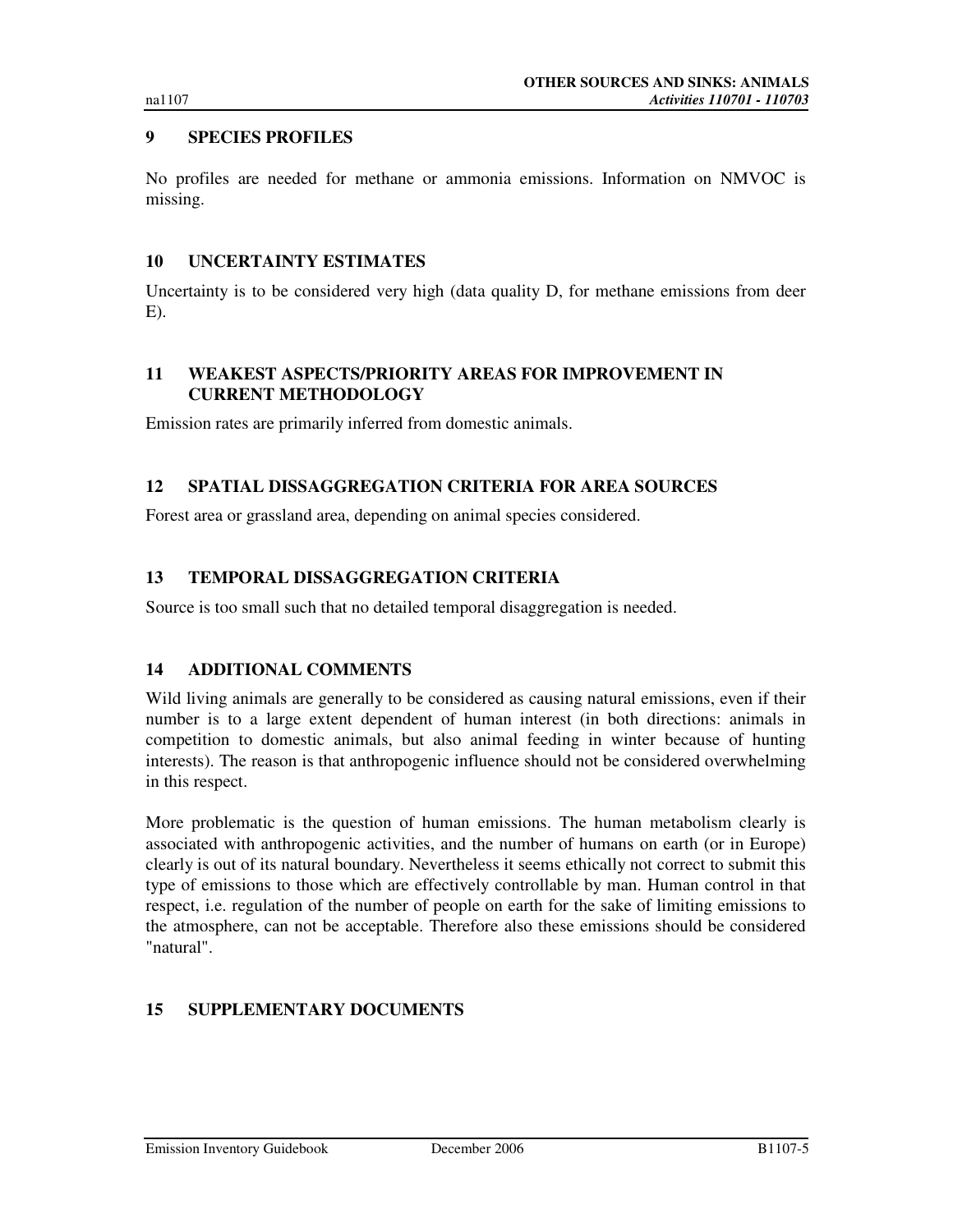## 9 SPECIES PROFILES

No profiles are needed for methane or ammonia emissions. Information on NMVOC is missing.

## 10 UNCERTAINTY ESTIMATES

Uncertainty is to be considered very high (data quality D, for methane emissions from deer E).

## 11 WEAKEST ASPECTS/PRIORITY AREAS FOR IMPROVEMENT IN CURRENT METHODOLOGY

Emission rates are primarily inferred from domestic animals.

## 12 SPATIAL DISSAGGREGATION CRITERIA FOR AREA SOURCES

Forest area or grassland area, depending on animal species considered.

## 13 TEMPORAL DISSAGGREGATION CRITERIA

Source is too small such that no detailed temporal disaggregation is needed.

## 14 ADDITIONAL COMMENTS

Wild living animals are generally to be considered as causing natural emissions, even if their number is to a large extent dependent of human interest (in both directions: animals in competition to domestic animals, but also animal feeding in winter because of hunting interests). The reason is that anthropogenic influence should not be considered overwhelming in this respect.

More problematic is the question of human emissions. The human metabolism clearly is associated with anthropogenic activities, and the number of humans on earth (or in Europe) clearly is out of its natural boundary. Nevertheless it seems ethically not correct to submit this type of emissions to those which are effectively controllable by man. Human control in that respect, i.e. regulation of the number of people on earth for the sake of limiting emissions to the atmosphere, can not be acceptable. Therefore also these emissions should be considered "natural".

## 15 SUPPLEMENTARY DOCUMENTS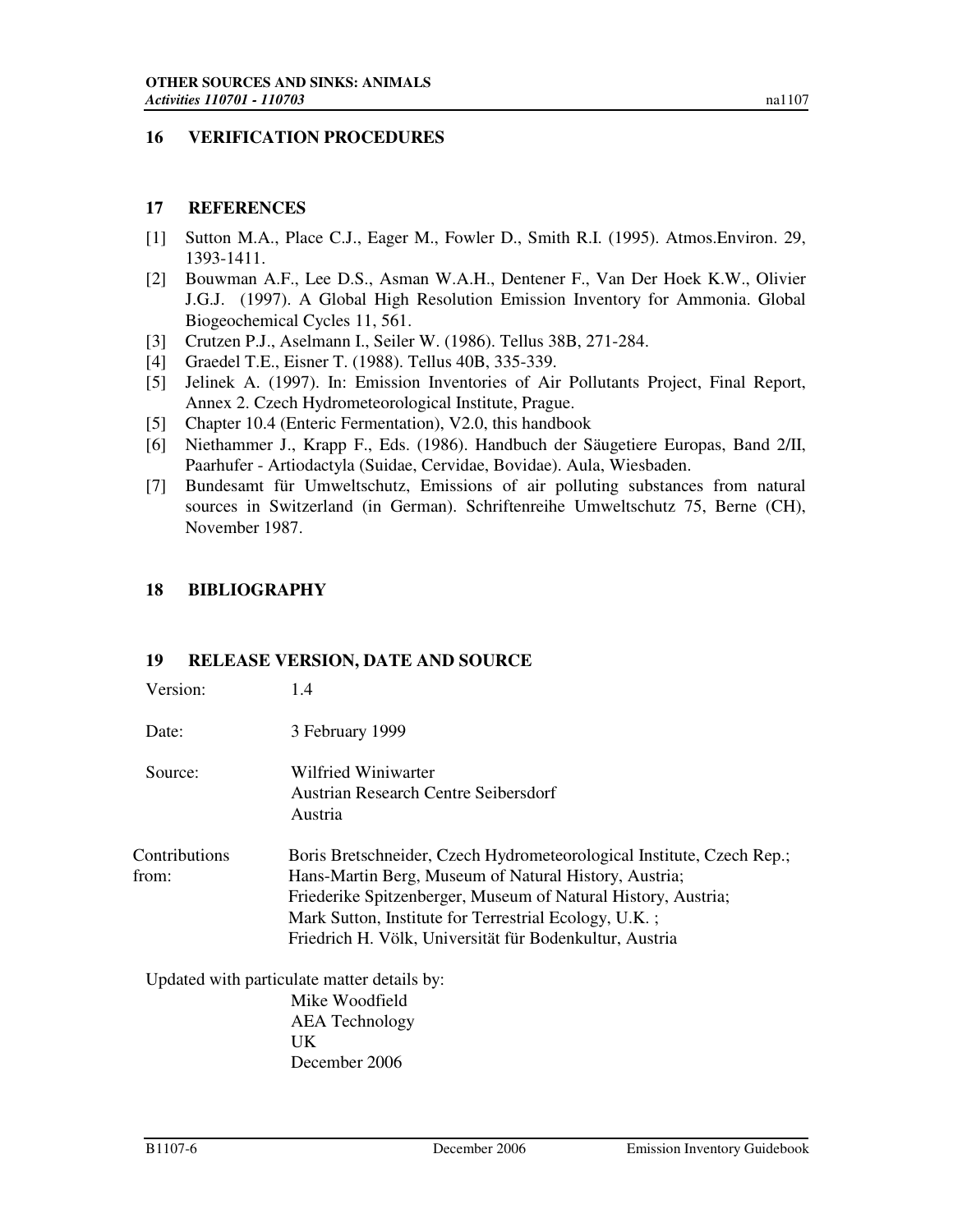## 16 VERIFICATION PROCEDURES

## 17 REFERENCES

[1] Sutton M.A., Place C.J., Eager M., Fowler D., Smith R.I. (1995). Atmos.Environ. 29, 1393-1411.

[2] Bouwman A.F., Lee D.S., Asman W.A.H., Dentener F., Van Der Hoek K.W., Olivier J.G.J. (1997). A Global High Resolution Emission Inventory for Ammonia. Global Biogeochemical Cycles 11, 561.

[3] Crutzen P.J., Aselmann I., Seiler W. (1986). Tellus 38B, 271-284.

[4] Graedel T.E., Eisner T. (1988). Tellus 40B, 335-339.

[5] Jelinek A. (1997). In: Emission Inventories of Air Pollutants Project, Final Report, Annex 2. Czech Hydrometeorological Institute, Prague.

[5] Chapter 10.4 (Enteric Fermentation), V2.0, this handbook

[6] Niethammer J., Krapp F., Eds. (1986). Handbuch der Säugetiere Europas, Band 2/II, Paarhufer - Artiodactyla (Suidae, Cervidae, Bovidae). Aula, Wiesbaden.

[7] Bundesamt für Umweltschutz, Emissions of air polluting substances from natural sources in Switzerland (in German). Schriftenreihe Umweltschutz 75, Berne (CH), November 1987.

## 18 BIBLIOGRAPHY

## 19 RELEASE VERSION, DATE AND SOURCE

Version: 1.4

Date: 3 February 1999

Source: Wilfried Winiwarter
Austrian Research Centre Seibersdorf
Austria

Contributions from: Boris Bretschneider, Czech Hydrometeorological Institute, Czech Rep.;
Hans-Martin Berg, Museum of Natural History, Austria;
Friederike Spitzenberger, Museum of Natural History, Austria;
Mark Sutton, Institute for Terrestrial Ecology, U.K. ;
Friedrich H. Völk, Universität für Bodenkultur, Austria

Updated with particulate matter details by:
Mike Woodfield
AEA Technology
UK
December 2006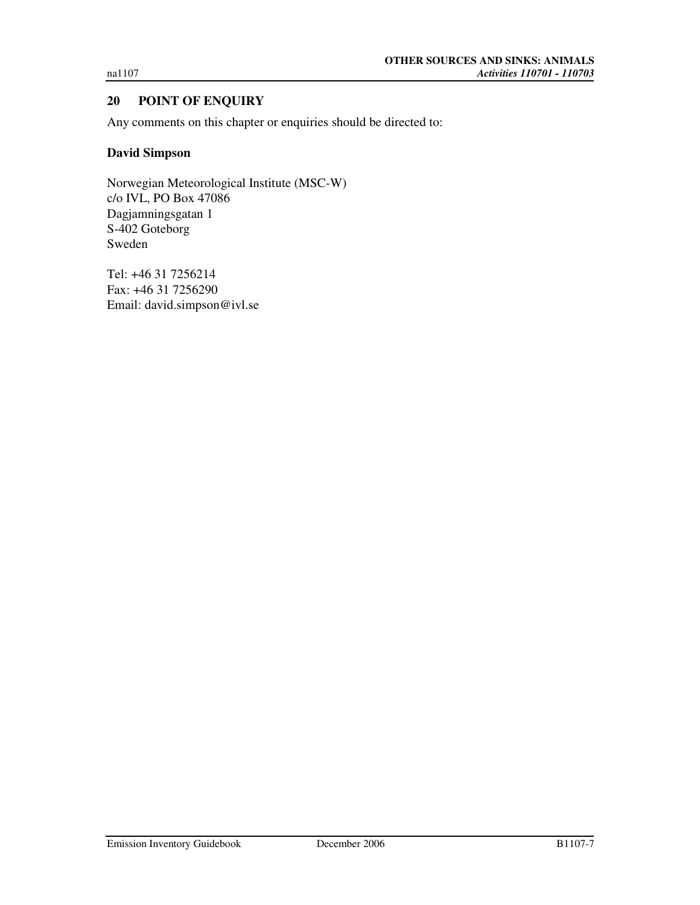## 20 POINT OF ENQUIRY

Any comments on this chapter or enquiries should be directed to:

**David Simpson**

Norwegian Meteorological Institute (MSC-W)
c/o IVL, PO Box 47086
Dagjamningsgatan 1
S-402 Goteborg
Sweden

Tel: +46 31 7256214
Fax: +46 31 7256290
Email: david.simpson@ivl.se